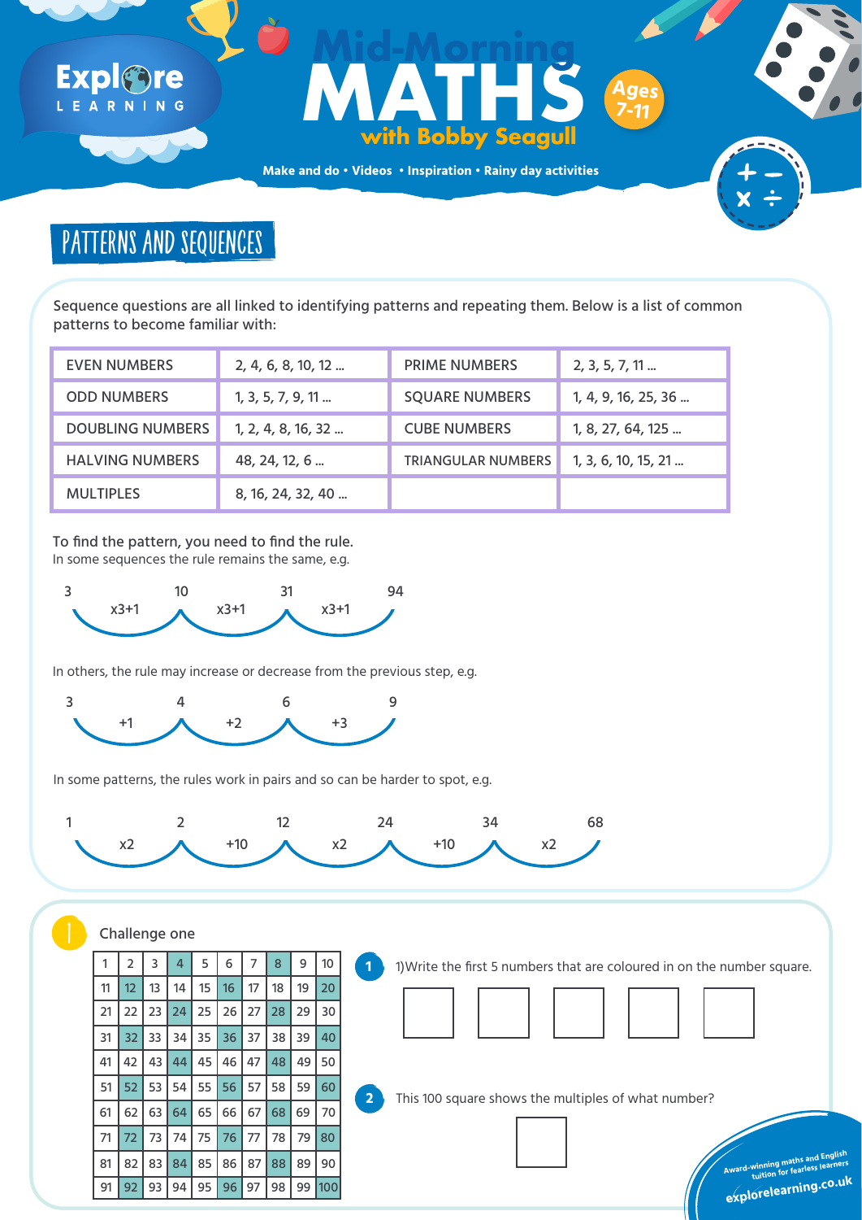# Mid-Morning MATHS with Bobby Seagull

Ages 7-11

Make and do • Videos • Inspiration • Rainy day activities

## PATTERNS AND SEQUENCES

Sequence questions are all linked to identifying patterns and repeating them. Below is a list of common patterns to become familiar with:

| EVEN NUMBERS | 2, 4, 6, 8, 10, 12 ... | PRIME NUMBERS | 2, 3, 5, 7, 11 ... |
|---|---|---|---|
| ODD NUMBERS | 1, 3, 5, 7, 9, 11 ... | SQUARE NUMBERS | 1, 4, 9, 16, 25, 36 ... |
| DOUBLING NUMBERS | 1, 2, 4, 8, 16, 32 ... | CUBE NUMBERS | 1, 8, 27, 64, 125 ... |
| HALVING NUMBERS | 48, 24, 12, 6 ... | TRIANGULAR NUMBERS | 1, 3, 6, 10, 15, 21 ... |
| MULTIPLES | 8, 16, 24, 32, 40 ... | | |

To find the pattern, you need to find the rule.
In some sequences the rule remains the same, e.g.

3 (x3+1) 10 (x3+1) 31 (x3+1) 94

In others, the rule may increase or decrease from the previous step, e.g.

3 (+1) 4 (+2) 6 (+3) 9

In some patterns, the rules work in pairs and so can be harder to spot, e.g.

1 (x2) 2 (+10) 12 (x2) 24 (+10) 34 (x2) 68

### Challenge one

| 1 | 2 | 3 | **4** | 5 | 6 | 7 | **8** | 9 | 10 |
|---|---|---|---|---|---|---|---|---|---|
| 11 | **12** | 13 | 14 | 15 | **16** | 17 | 18 | 19 | **20** |
| 21 | 22 | 23 | **24** | 25 | 26 | 27 | **28** | 29 | 30 |
| 31 | **32** | 33 | 34 | 35 | **36** | 37 | 38 | 39 | **40** |
| 41 | 42 | 43 | **44** | 45 | 46 | 47 | **48** | 49 | 50 |
| 51 | **52** | 53 | 54 | 55 | **56** | 57 | 58 | 59 | **60** |
| 61 | 62 | 63 | **64** | 65 | 66 | 67 | **68** | 69 | 70 |
| 71 | **72** | 73 | 74 | 75 | **76** | 77 | 78 | 79 | **80** |
| 81 | 82 | 83 | **84** | 85 | 86 | 87 | **88** | 89 | 90 |
| 91 | **92** | 93 | 94 | 95 | **96** | 97 | 98 | 99 | **100** |

1. 1)Write the first 5 numbers that are coloured in on the number square.

   [ ] [ ] [ ] [ ] [ ]

2. This 100 square shows the multiples of what number?

   [ ]

Award-winning maths and English tuition for fearless learners
explorelearning.co.uk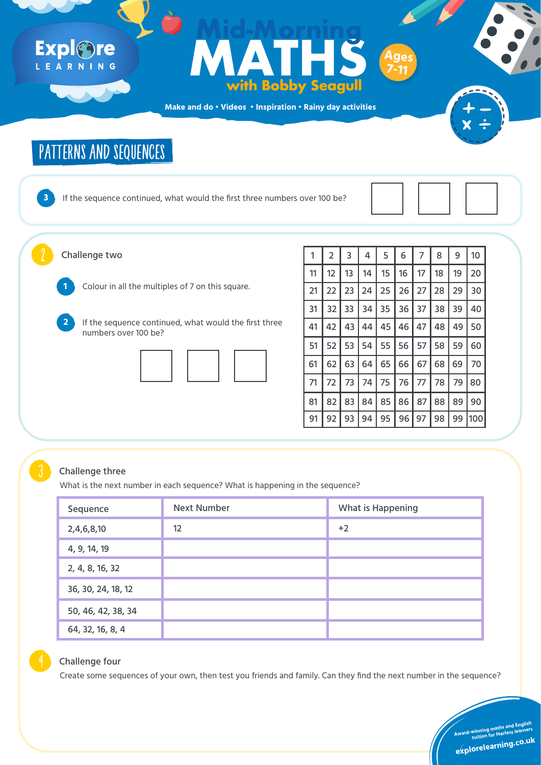# Mid-Morning MATHS with Bobby Seagull

Ages 7-11

Make and do • Videos • Inspiration • Rainy day activities

## PATTERNS AND SEQUENCES

3 If the sequence continued, what would the first three numbers over 100 be?

☐ ☐ ☐

### 2 Challenge two

1 Colour in all the multiples of 7 on this square.

2 If the sequence continued, what would the first three numbers over 100 be?

☐ ☐ ☐

| | | | | | | | | | |
|---|---|---|---|---|---|---|---|---|---|
| 1 | 2 | 3 | 4 | 5 | 6 | 7 | 8 | 9 | 10 |
| 11 | 12 | 13 | 14 | 15 | 16 | 17 | 18 | 19 | 20 |
| 21 | 22 | 23 | 24 | 25 | 26 | 27 | 28 | 29 | 30 |
| 31 | 32 | 33 | 34 | 35 | 36 | 37 | 38 | 39 | 40 |
| 41 | 42 | 43 | 44 | 45 | 46 | 47 | 48 | 49 | 50 |
| 51 | 52 | 53 | 54 | 55 | 56 | 57 | 58 | 59 | 60 |
| 61 | 62 | 63 | 64 | 65 | 66 | 67 | 68 | 69 | 70 |
| 71 | 72 | 73 | 74 | 75 | 76 | 77 | 78 | 79 | 80 |
| 81 | 82 | 83 | 84 | 85 | 86 | 87 | 88 | 89 | 90 |
| 91 | 92 | 93 | 94 | 95 | 96 | 97 | 98 | 99 | 100 |

### 3 Challenge three

What is the next number in each sequence? What is happening in the sequence?

| Sequence | Next Number | What is Happening |
|---|---|---|
| 2,4,6,8,10 | 12 | +2 |
| 4, 9, 14, 19 | | |
| 2, 4, 8, 16, 32 | | |
| 36, 30, 24, 18, 12 | | |
| 50, 46, 42, 38, 34 | | |
| 64, 32, 16, 8, 4 | | |

### 4 Challenge four

Create some sequences of your own, then test you friends and family. Can they find the next number in the sequence?

Award-winning maths and English tuition for fearless learners
explorelearning.co.uk